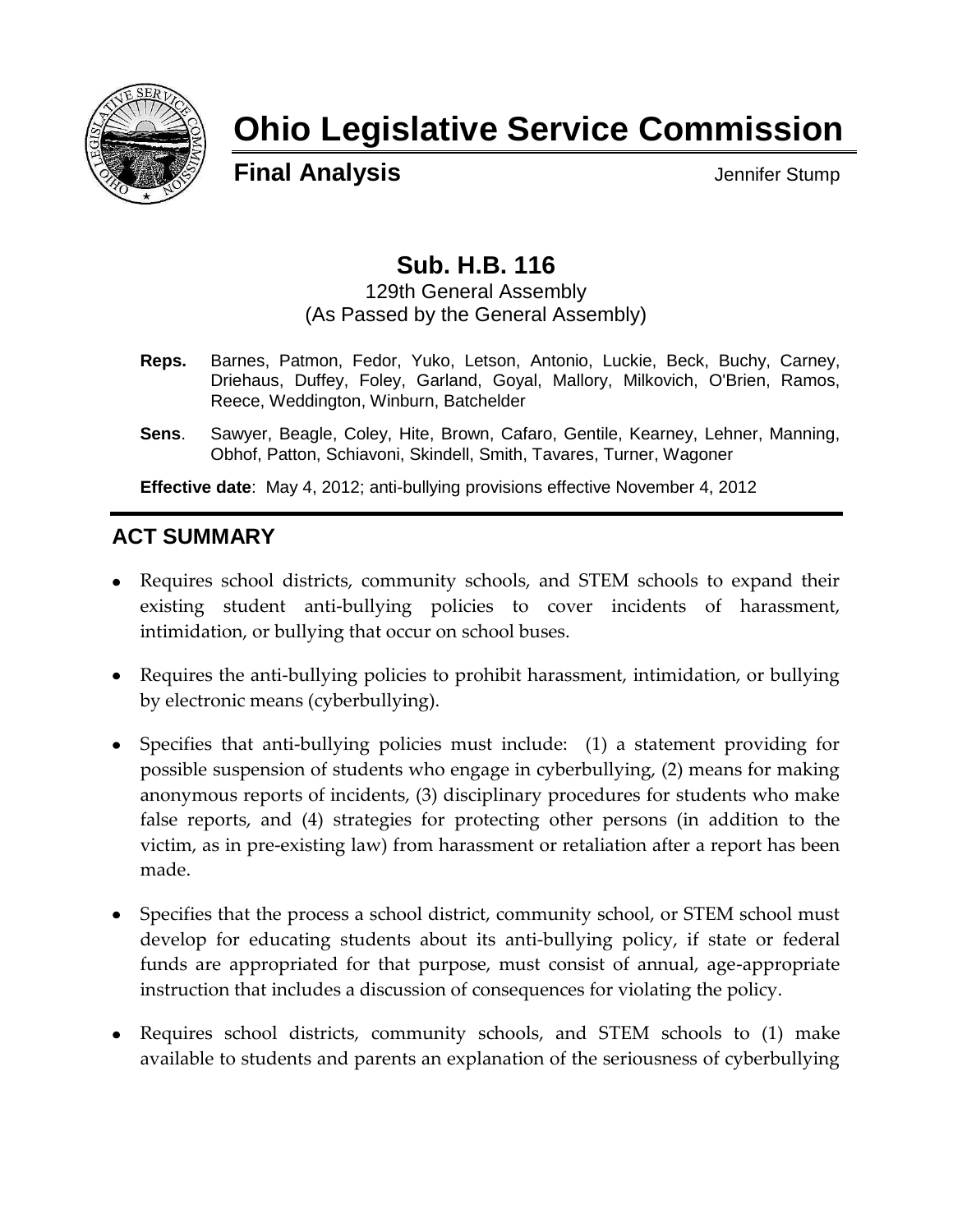# Ohio Legislative Service Commission

**Final Analysis** Jennifer Stump

## Sub. H.B. 116

129th General Assembly
(As Passed by the General Assembly)

**Reps.** Barnes, Patmon, Fedor, Yuko, Letson, Antonio, Luckie, Beck, Buchy, Carney, Driehaus, Duffey, Foley, Garland, Goyal, Mallory, Milkovich, O'Brien, Ramos, Reece, Weddington, Winburn, Batchelder

**Sens**. Sawyer, Beagle, Coley, Hite, Brown, Cafaro, Gentile, Kearney, Lehner, Manning, Obhof, Patton, Schiavoni, Skindell, Smith, Tavares, Turner, Wagoner

**Effective date**: May 4, 2012; anti-bullying provisions effective November 4, 2012

## ACT SUMMARY

- Requires school districts, community schools, and STEM schools to expand their existing student anti-bullying policies to cover incidents of harassment, intimidation, or bullying that occur on school buses.
- Requires the anti-bullying policies to prohibit harassment, intimidation, or bullying by electronic means (cyberbullying).
- Specifies that anti-bullying policies must include: (1) a statement providing for possible suspension of students who engage in cyberbullying, (2) means for making anonymous reports of incidents, (3) disciplinary procedures for students who make false reports, and (4) strategies for protecting other persons (in addition to the victim, as in pre-existing law) from harassment or retaliation after a report has been made.
- Specifies that the process a school district, community school, or STEM school must develop for educating students about its anti-bullying policy, if state or federal funds are appropriated for that purpose, must consist of annual, age-appropriate instruction that includes a discussion of consequences for violating the policy.
- Requires school districts, community schools, and STEM schools to (1) make available to students and parents an explanation of the seriousness of cyberbullying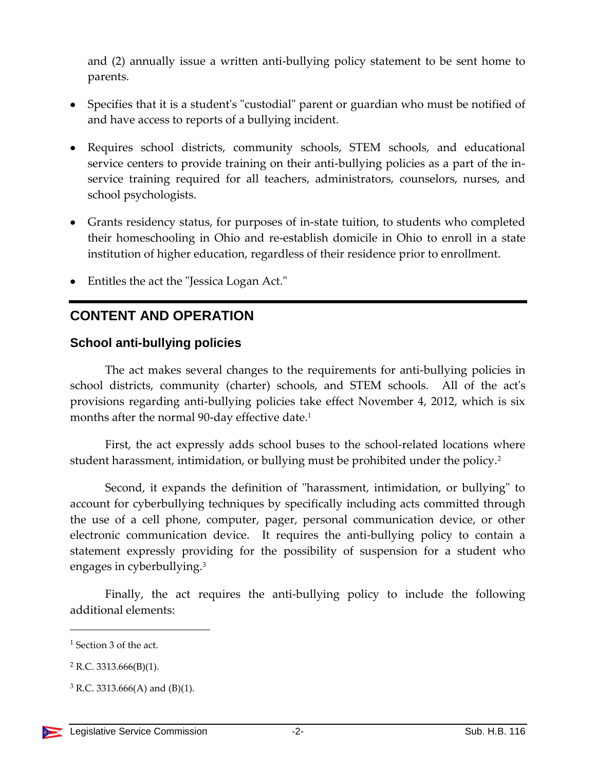and (2) annually issue a written anti-bullying policy statement to be sent home to parents.

- Specifies that it is a student's "custodial" parent or guardian who must be notified of and have access to reports of a bullying incident.
- Requires school districts, community schools, STEM schools, and educational service centers to provide training on their anti-bullying policies as a part of the in-service training required for all teachers, administrators, counselors, nurses, and school psychologists.
- Grants residency status, for purposes of in-state tuition, to students who completed their homeschooling in Ohio and re-establish domicile in Ohio to enroll in a state institution of higher education, regardless of their residence prior to enrollment.
- Entitles the act the "Jessica Logan Act."

## CONTENT AND OPERATION

### School anti-bullying policies

The act makes several changes to the requirements for anti-bullying policies in school districts, community (charter) schools, and STEM schools. All of the act's provisions regarding anti-bullying policies take effect November 4, 2012, which is six months after the normal 90-day effective date.[1]

First, the act expressly adds school buses to the school-related locations where student harassment, intimidation, or bullying must be prohibited under the policy.[2]

Second, it expands the definition of "harassment, intimidation, or bullying" to account for cyberbullying techniques by specifically including acts committed through the use of a cell phone, computer, pager, personal communication device, or other electronic communication device. It requires the anti-bullying policy to contain a statement expressly providing for the possibility of suspension for a student who engages in cyberbullying.[3]

Finally, the act requires the anti-bullying policy to include the following additional elements:

---

[1] Section 3 of the act.

[2] R.C. 3313.666(B)(1).

[3] R.C. 3313.666(A) and (B)(1).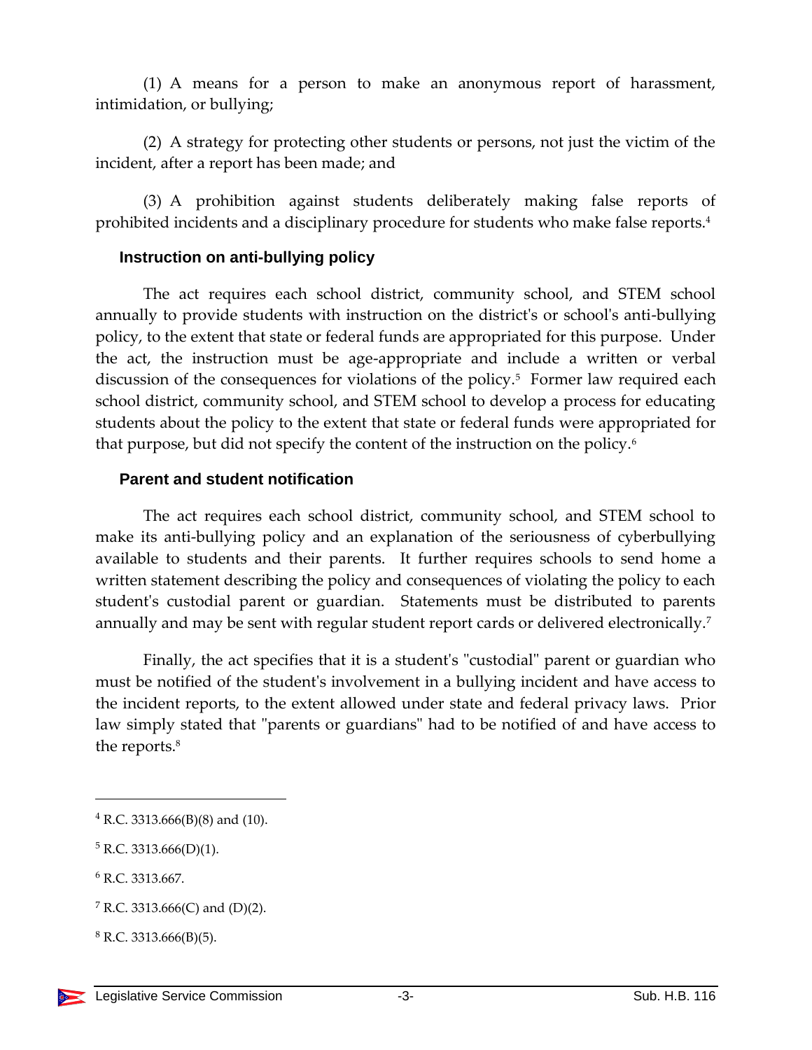(1) A means for a person to make an anonymous report of harassment, intimidation, or bullying;

(2) A strategy for protecting other students or persons, not just the victim of the incident, after a report has been made; and

(3) A prohibition against students deliberately making false reports of prohibited incidents and a disciplinary procedure for students who make false reports.[4]

### Instruction on anti-bullying policy

The act requires each school district, community school, and STEM school annually to provide students with instruction on the district's or school's anti-bullying policy, to the extent that state or federal funds are appropriated for this purpose. Under the act, the instruction must be age-appropriate and include a written or verbal discussion of the consequences for violations of the policy.[5] Former law required each school district, community school, and STEM school to develop a process for educating students about the policy to the extent that state or federal funds were appropriated for that purpose, but did not specify the content of the instruction on the policy.[6]

### Parent and student notification

The act requires each school district, community school, and STEM school to make its anti-bullying policy and an explanation of the seriousness of cyberbullying available to students and their parents. It further requires schools to send home a written statement describing the policy and consequences of violating the policy to each student's custodial parent or guardian. Statements must be distributed to parents annually and may be sent with regular student report cards or delivered electronically.[7]

Finally, the act specifies that it is a student's "custodial" parent or guardian who must be notified of the student's involvement in a bullying incident and have access to the incident reports, to the extent allowed under state and federal privacy laws. Prior law simply stated that "parents or guardians" had to be notified of and have access to the reports.[8]

---

[4] R.C. 3313.666(B)(8) and (10).

[5] R.C. 3313.666(D)(1).

[6] R.C. 3313.667.

[7] R.C. 3313.666(C) and (D)(2).

[8] R.C. 3313.666(B)(5).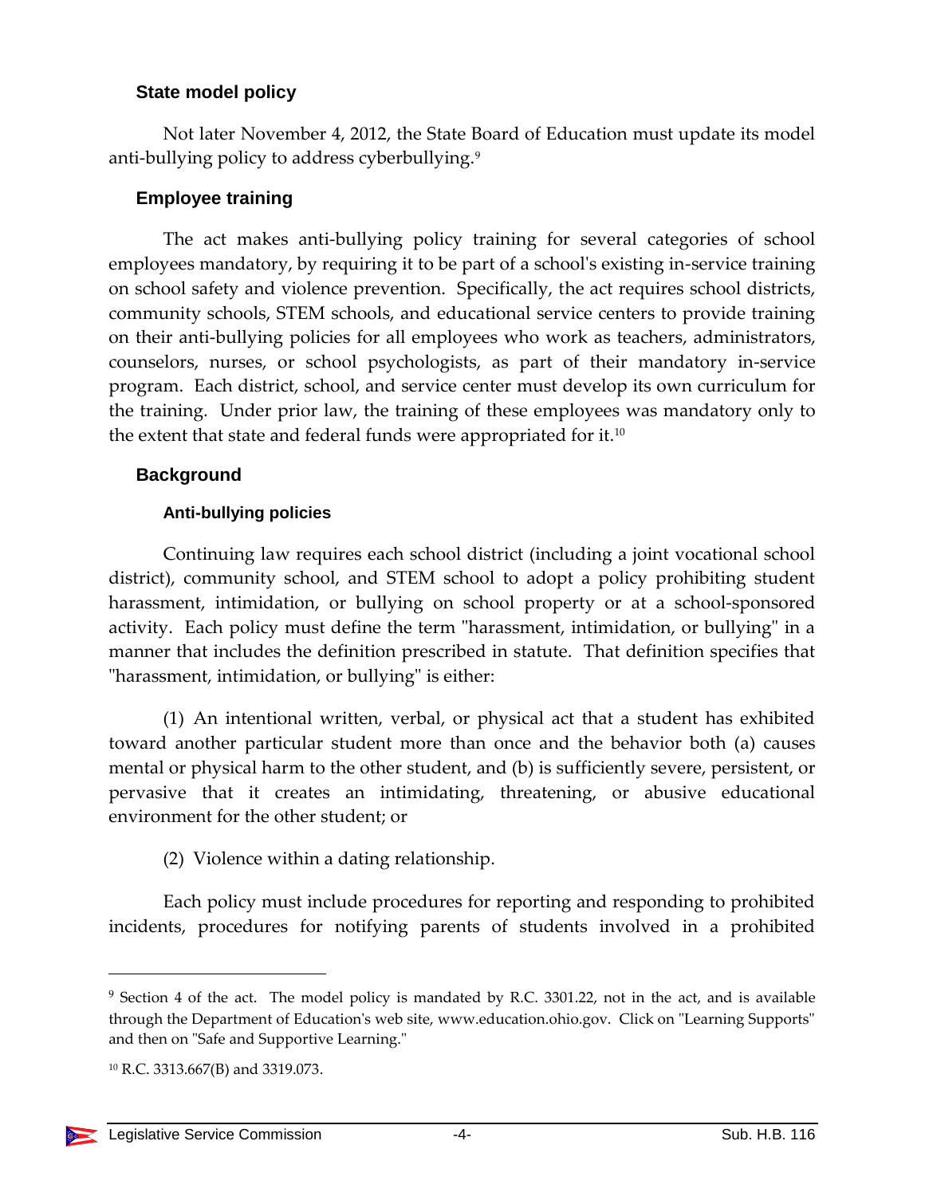### State model policy

Not later November 4, 2012, the State Board of Education must update its model anti-bullying policy to address cyberbullying.[9]

### Employee training

The act makes anti-bullying policy training for several categories of school employees mandatory, by requiring it to be part of a school's existing in-service training on school safety and violence prevention. Specifically, the act requires school districts, community schools, STEM schools, and educational service centers to provide training on their anti-bullying policies for all employees who work as teachers, administrators, counselors, nurses, or school psychologists, as part of their mandatory in-service program. Each district, school, and service center must develop its own curriculum for the training. Under prior law, the training of these employees was mandatory only to the extent that state and federal funds were appropriated for it.[10]

### Background

#### Anti-bullying policies

Continuing law requires each school district (including a joint vocational school district), community school, and STEM school to adopt a policy prohibiting student harassment, intimidation, or bullying on school property or at a school-sponsored activity. Each policy must define the term "harassment, intimidation, or bullying" in a manner that includes the definition prescribed in statute. That definition specifies that "harassment, intimidation, or bullying" is either:

(1) An intentional written, verbal, or physical act that a student has exhibited toward another particular student more than once and the behavior both (a) causes mental or physical harm to the other student, and (b) is sufficiently severe, persistent, or pervasive that it creates an intimidating, threatening, or abusive educational environment for the other student; or

(2) Violence within a dating relationship.

Each policy must include procedures for reporting and responding to prohibited incidents, procedures for notifying parents of students involved in a prohibited

---

[9] Section 4 of the act. The model policy is mandated by R.C. 3301.22, not in the act, and is available through the Department of Education's web site, www.education.ohio.gov. Click on "Learning Supports" and then on "Safe and Supportive Learning."

[10] R.C. 3313.667(B) and 3319.073.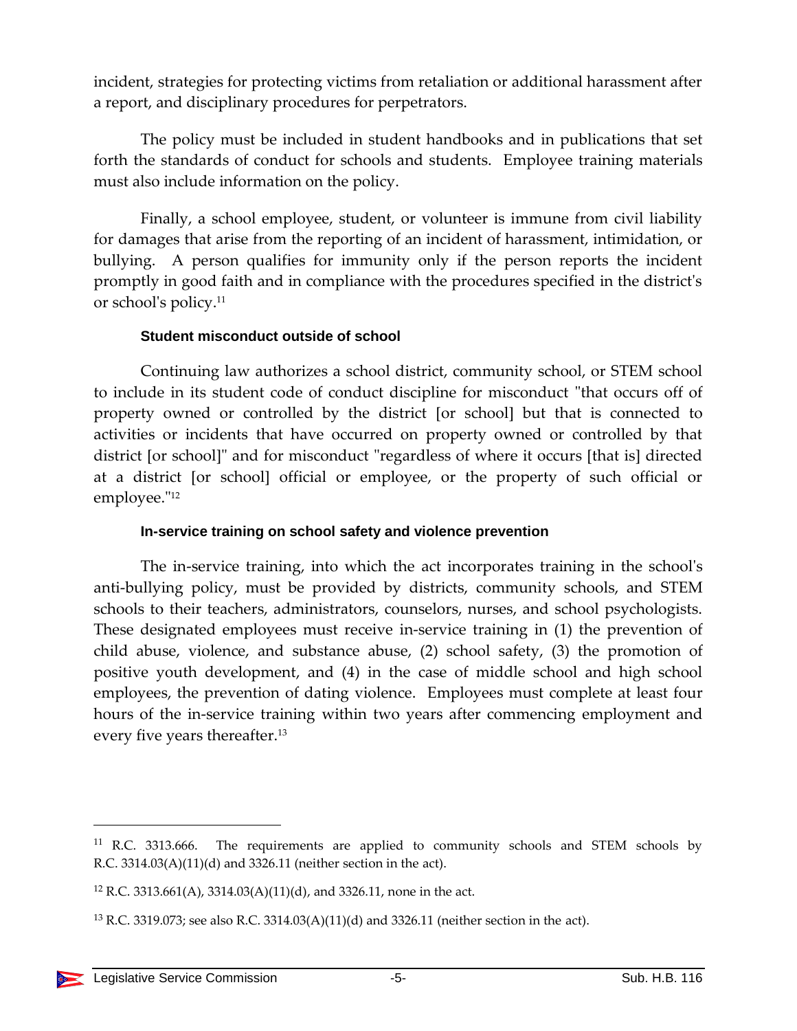incident, strategies for protecting victims from retaliation or additional harassment after a report, and disciplinary procedures for perpetrators.

The policy must be included in student handbooks and in publications that set forth the standards of conduct for schools and students. Employee training materials must also include information on the policy.

Finally, a school employee, student, or volunteer is immune from civil liability for damages that arise from the reporting of an incident of harassment, intimidation, or bullying. A person qualifies for immunity only if the person reports the incident promptly in good faith and in compliance with the procedures specified in the district's or school's policy.[11]

### Student misconduct outside of school

Continuing law authorizes a school district, community school, or STEM school to include in its student code of conduct discipline for misconduct "that occurs off of property owned or controlled by the district [or school] but that is connected to activities or incidents that have occurred on property owned or controlled by that district [or school]" and for misconduct "regardless of where it occurs [that is] directed at a district [or school] official or employee, or the property of such official or employee."[12]

### In-service training on school safety and violence prevention

The in-service training, into which the act incorporates training in the school's anti-bullying policy, must be provided by districts, community schools, and STEM schools to their teachers, administrators, counselors, nurses, and school psychologists. These designated employees must receive in-service training in (1) the prevention of child abuse, violence, and substance abuse, (2) school safety, (3) the promotion of positive youth development, and (4) in the case of middle school and high school employees, the prevention of dating violence. Employees must complete at least four hours of the in-service training within two years after commencing employment and every five years thereafter.[13]

---

[11] R.C. 3313.666. The requirements are applied to community schools and STEM schools by R.C. 3314.03(A)(11)(d) and 3326.11 (neither section in the act).

[12] R.C. 3313.661(A), 3314.03(A)(11)(d), and 3326.11, none in the act.

[13] R.C. 3319.073; see also R.C. 3314.03(A)(11)(d) and 3326.11 (neither section in the act).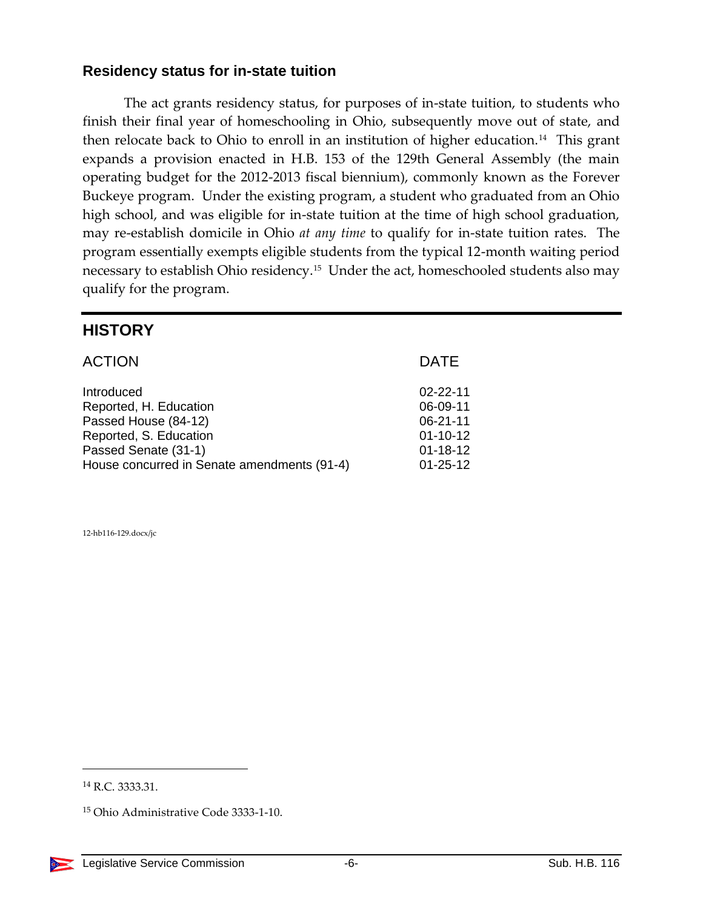### Residency status for in-state tuition

The act grants residency status, for purposes of in-state tuition, to students who finish their final year of homeschooling in Ohio, subsequently move out of state, and then relocate back to Ohio to enroll in an institution of higher education.[14] This grant expands a provision enacted in H.B. 153 of the 129th General Assembly (the main operating budget for the 2012-2013 fiscal biennium), commonly known as the Forever Buckeye program. Under the existing program, a student who graduated from an Ohio high school, and was eligible for in-state tuition at the time of high school graduation, may re-establish domicile in Ohio *at any time* to qualify for in-state tuition rates. The program essentially exempts eligible students from the typical 12-month waiting period necessary to establish Ohio residency.[15] Under the act, homeschooled students also may qualify for the program.

## HISTORY

| ACTION | DATE |
| --- | --- |
| Introduced | 02-22-11 |
| Reported, H. Education | 06-09-11 |
| Passed House (84-12) | 06-21-11 |
| Reported, S. Education | 01-10-12 |
| Passed Senate (31-1) | 01-18-12 |
| House concurred in Senate amendments (91-4) | 01-25-12 |

12-hb116-129.docx/jc

---

[14] R.C. 3333.31.

[15] Ohio Administrative Code 3333-1-10.